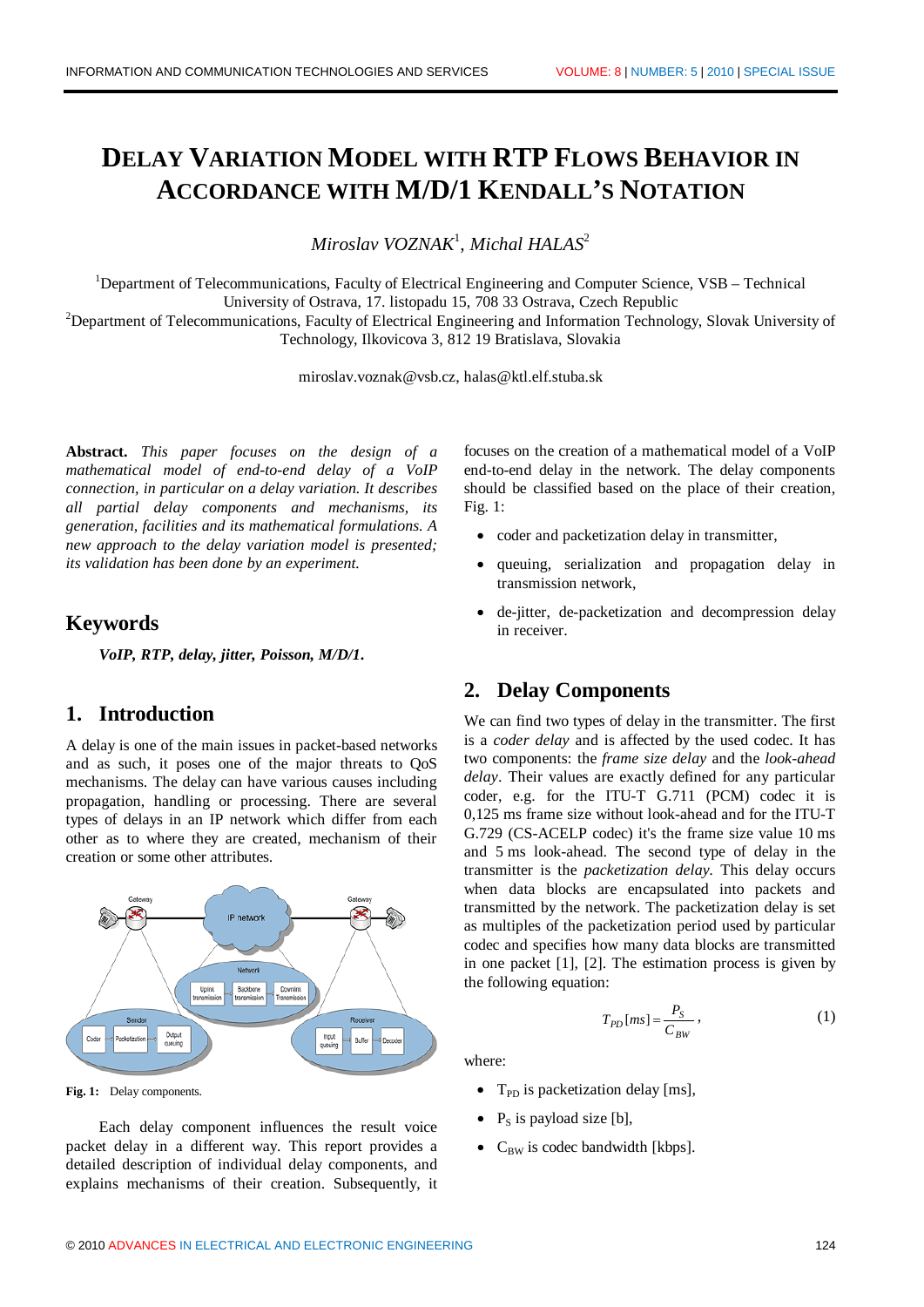# Delay Variation Model with RTP Flows Behavior in Accordance with M/D/1 Kendall's Notation

*Miroslav VOZNAK*[1], *Michal HALAS*[2]

[1]Department of Telecommunications, Faculty of Electrical Engineering and Computer Science, VSB – Technical University of Ostrava, 17. listopadu 15, 708 33 Ostrava, Czech Republic
[2]Department of Telecommunications, Faculty of Electrical Engineering and Information Technology, Slovak University of Technology, Ilkovicova 3, 812 19 Bratislava, Slovakia

miroslav.voznak@vsb.cz, halas@ktl.elf.stuba.sk

**Abstract.** *This paper focuses on the design of a mathematical model of end-to-end delay of a VoIP connection, in particular on a delay variation. It describes all partial delay components and mechanisms, its generation, facilities and its mathematical formulations. A new approach to the delay variation model is presented; its validation has been done by an experiment.*

## Keywords

***VoIP, RTP, delay, jitter, Poisson, M/D/1.***

## 1. Introduction

A delay is one of the main issues in packet-based networks and as such, it poses one of the major threats to QoS mechanisms. The delay can have various causes including propagation, handling or processing. There are several types of delays in an IP network which differ from each other as to where they are created, mechanism of their creation or some other attributes.

**Fig. 1:** Delay components.

Each delay component influences the result voice packet delay in a different way. This report provides a detailed description of individual delay components, and explains mechanisms of their creation. Subsequently, it focuses on the creation of a mathematical model of a VoIP end-to-end delay in the network. The delay components should be classified based on the place of their creation, Fig. 1:

- coder and packetization delay in transmitter,
- queuing, serialization and propagation delay in transmission network,
- de-jitter, de-packetization and decompression delay in receiver.

## 2. Delay Components

We can find two types of delay in the transmitter. The first is a *coder delay* and is affected by the used codec. It has two components: the *frame size delay* and the *look-ahead delay*. Their values are exactly defined for any particular coder, e.g. for the ITU-T G.711 (PCM) codec it is 0,125 ms frame size without look-ahead and for the ITU-T G.729 (CS-ACELP codec) it's the frame size value 10 ms and 5 ms look-ahead. The second type of delay in the transmitter is the *packetization delay*. This delay occurs when data blocks are encapsulated into packets and transmitted by the network. The packetization delay is set as multiples of the packetization period used by particular codec and specifies how many data blocks are transmitted in one packet [1], [2]. The estimation process is given by the following equation:

$$T_{PD}[ms] = \frac{P_S}{C_{BW}}, \tag{1}$$

where:

- $T_{PD}$ is packetization delay [ms],
- $P_S$ is payload size [b],
- $C_{BW}$ is codec bandwidth [kbps].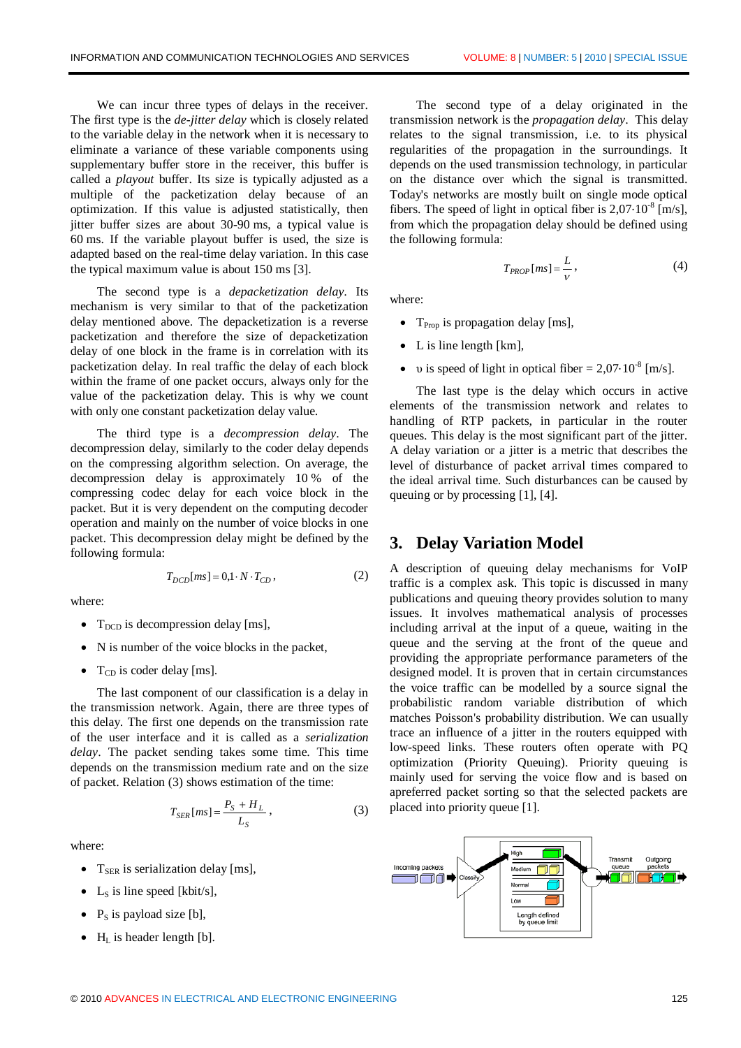We can incur three types of delays in the receiver. The first type is the *de-jitter delay* which is closely related to the variable delay in the network when it is necessary to eliminate a variance of these variable components using supplementary buffer store in the receiver, this buffer is called a *playout* buffer. Its size is typically adjusted as a multiple of the packetization delay because of an optimization. If this value is adjusted statistically, then jitter buffer sizes are about 30-90 ms, a typical value is 60 ms. If the variable playout buffer is used, the size is adapted based on the real-time delay variation. In this case the typical maximum value is about 150 ms [3].

The second type is a *depacketization delay*. Its mechanism is very similar to that of the packetization delay mentioned above. The depacketization is a reverse packetization and therefore the size of depacketization delay of one block in the frame is in correlation with its packetization delay. In real traffic the delay of each block within the frame of one packet occurs, always only for the value of the packetization delay. This is why we count with only one constant packetization delay value.

The third type is a *decompression delay*. The decompression delay, similarly to the coder delay depends on the compressing algorithm selection. On average, the decompression delay is approximately 10 % of the compressing codec delay for each voice block in the packet. But it is very dependent on the computing decoder operation and mainly on the number of voice blocks in one packet. This decompression delay might be defined by the following formula:

$$T_{DCD}[ms] = 0{,}1 \cdot N \cdot T_{CD}, \tag{2}$$

where:

- $T_{DCD}$ is decompression delay [ms],
- N is number of the voice blocks in the packet,
- $T_{CD}$ is coder delay [ms].

The last component of our classification is a delay in the transmission network. Again, there are three types of this delay. The first one depends on the transmission rate of the user interface and it is called as a *serialization delay*. The packet sending takes some time. This time depends on the transmission medium rate and on the size of packet. Relation (3) shows estimation of the time:

$$T_{SER}[ms] = \frac{P_S + H_L}{L_S}, \tag{3}$$

where:

- $T_{SER}$ is serialization delay [ms],
- $L_S$ is line speed [kbit/s],
- $P_S$ is payload size [b],
- $H_L$ is header length [b].

The second type of a delay originated in the transmission network is the *propagation delay*. This delay relates to the signal transmission, i.e. to its physical regularities of the propagation in the surroundings. It depends on the used transmission technology, in particular on the distance over which the signal is transmitted. Today's networks are mostly built on single mode optical fibers. The speed of light in optical fiber is $2{,}07 \cdot 10^{-8}$ [m/s], from which the propagation delay should be defined using the following formula:

$$T_{PROP}[ms] = \frac{L}{v}, \tag{4}$$

where:

- $T_{Prop}$ is propagation delay [ms],
- L is line length [km],
- $\upsilon$ is speed of light in optical fiber = $2{,}07 \cdot 10^{-8}$ [m/s].

The last type is the delay which occurs in active elements of the transmission network and relates to handling of RTP packets, in particular in the router queues. This delay is the most significant part of the jitter. A delay variation or a jitter is a metric that describes the level of disturbance of packet arrival times compared to the ideal arrival time. Such disturbances can be caused by queuing or by processing [1], [4].

## 3. Delay Variation Model

A description of queuing delay mechanisms for VoIP traffic is a complex ask. This topic is discussed in many publications and queuing theory provides solution to many issues. It involves mathematical analysis of processes including arrival at the input of a queue, waiting in the queue and the serving at the front of the queue and providing the appropriate performance parameters of the designed model. It is proven that in certain circumstances the voice traffic can be modelled by a source signal the probabilistic random variable distribution of which matches Poisson's probability distribution. We can usually trace an influence of a jitter in the routers equipped with low-speed links. These routers often operate with PQ optimization (Priority Queuing). Priority queuing is mainly used for serving the voice flow and is based on apreferred packet sorting so that the selected packets are placed into priority queue [1].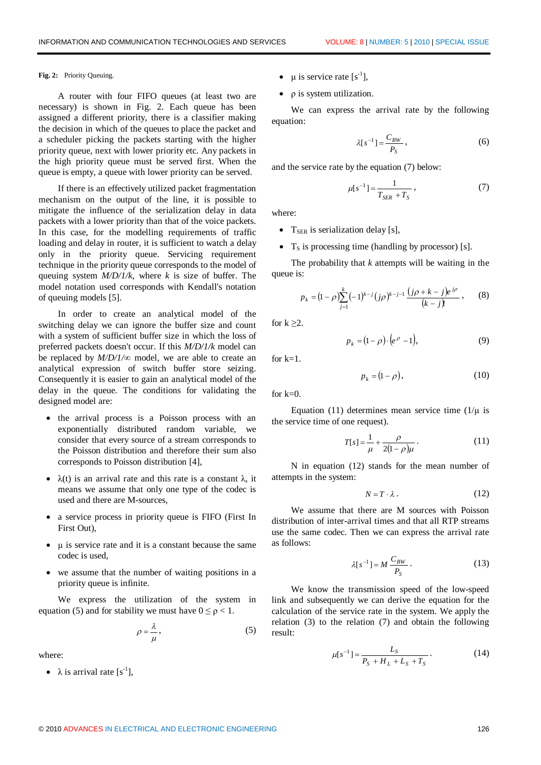**Fig. 2:** Priority Queuing.

A router with four FIFO queues (at least two are necessary) is shown in Fig. 2. Each queue has been assigned a different priority, there is a classifier making the decision in which of the queues to place the packet and a scheduler picking the packets starting with the higher priority queue, next with lower priority etc. Any packets in the high priority queue must be served first. When the queue is empty, a queue with lower priority can be served.

If there is an effectively utilized packet fragmentation mechanism on the output of the line, it is possible to mitigate the influence of the serialization delay in data packets with a lower priority than that of the voice packets. In this case, for the modelling requirements of traffic loading and delay in router, it is sufficient to watch a delay only in the priority queue. Servicing requirement technique in the priority queue corresponds to the model of queuing system *M/D/1/k*, where *k* is size of buffer. The model notation used corresponds with Kendall's notation of queuing models [5].

In order to create an analytical model of the switching delay we can ignore the buffer size and count with a system of sufficient buffer size in which the loss of preferred packets doesn't occur. If this *M/D/1/k* model can be replaced by *M/D/1/∞* model, we are able to create an analytical expression of switch buffer store seizing. Consequently it is easier to gain an analytical model of the delay in the queue. The conditions for validating the designed model are:

- the arrival process is a Poisson process with an exponentially distributed random variable, we consider that every source of a stream corresponds to the Poisson distribution and therefore their sum also corresponds to Poisson distribution [4],
- $\lambda(t)$ is an arrival rate and this rate is a constant $\lambda$, it means we assume that only one type of the codec is used and there are M-sources,
- a service process in priority queue is FIFO (First In First Out),
- $\mu$ is service rate and it is a constant because the same codec is used,
- we assume that the number of waiting positions in a priority queue is infinite.

We express the utilization of the system in equation (5) and for stability we must have $0 \le \rho < 1$.

$$\rho = \frac{\lambda}{\mu}, \tag{5}$$

where:

- $\lambda$ is arrival rate [$s^{-1}$],
- $\mu$ is service rate [$s^{-1}$],
- $\rho$ is system utilization.

We can express the arrival rate by the following equation:

$$\lambda[s^{-1}] = \frac{C_{BW}}{P_S}, \tag{6}$$

and the service rate by the equation (7) below:

$$\mu[s^{-1}] = \frac{1}{T_{SER} + T_S}, \tag{7}$$

where:

- $T_{SER}$ is serialization delay [s],
- $T_S$ is processing time (handling by processor) [s].

The probability that *k* attempts will be waiting in the queue is:

$$p_k = (1-\rho)\sum_{j=1}^{k}(-1)^{k-j}(j\rho)^{k-j-1}\frac{(j\rho + k - j)e^{j\rho}}{(k-j)!}, \tag{8}$$

for $k \geq 2$.

$$p_k = (1-\rho)\cdot\left(e^{\rho} - 1\right), \tag{9}$$

for k=1.

$$p_k = (1-\rho), \tag{10}$$

for k=0.

Equation (11) determines mean service time ($1/\mu$ is the service time of one request).

$$T[s] = \frac{1}{\mu} + \frac{\rho}{2(1-\rho)\mu}. \tag{11}$$

N in equation (12) stands for the mean number of attempts in the system:

$$N = T \cdot \lambda. \tag{12}$$

We assume that there are M sources with Poisson distribution of inter-arrival times and that all RTP streams use the same codec. Then we can express the arrival rate as follows:

$$\lambda[s^{-1}] = M\,\frac{C_{BW}}{P_S}. \tag{13}$$

We know the transmission speed of the low-speed link and subsequently we can derive the equation for the calculation of the service rate in the system. We apply the relation (3) to the relation (7) and obtain the following result:

$$\mu[s^{-1}] = \frac{L_S}{P_S + H_L + L_S + T_S}. \tag{14}$$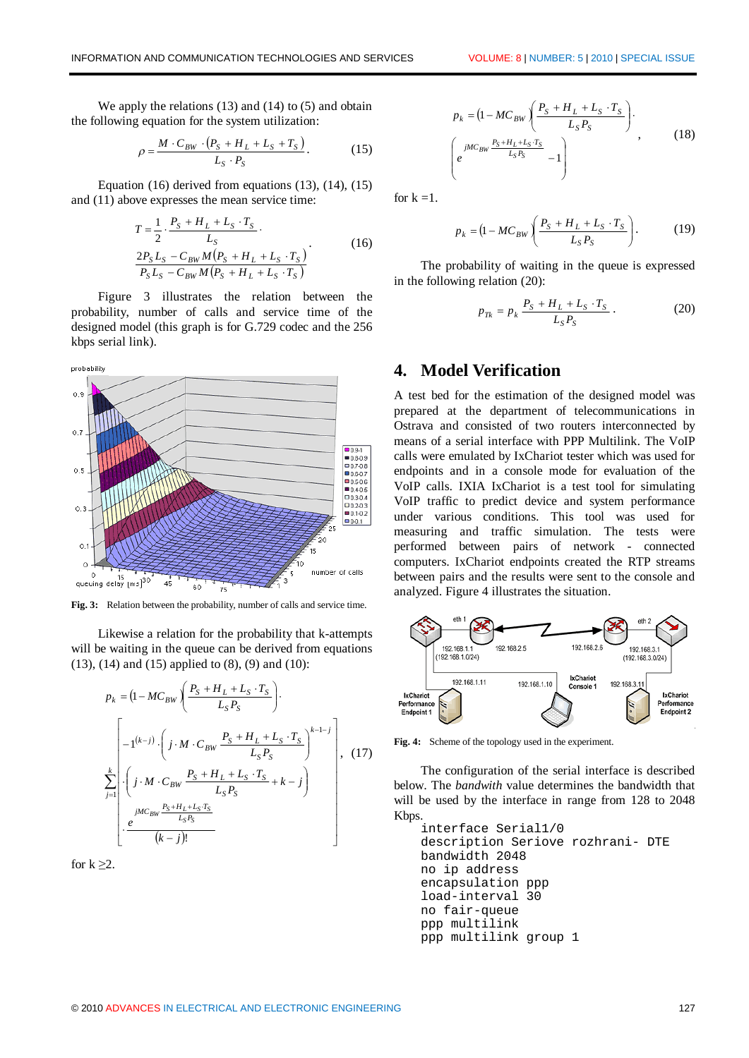We apply the relations (13) and (14) to (5) and obtain the following equation for the system utilization:

$$\rho = \frac{M \cdot C_{BW} \cdot (P_S + H_L + L_S + T_S)}{L_S \cdot P_S}. \qquad (15)$$

Equation (16) derived from equations (13), (14), (15) and (11) above expresses the mean service time:

$$T = \frac{1}{2} \cdot \frac{P_S + H_L + L_S \cdot T_S}{L_S} \cdot \frac{2P_S L_S - C_{BW} M(P_S + H_L + L_S \cdot T_S)}{P_S L_S - C_{BW} M(P_S + H_L + L_S \cdot T_S)}. \qquad (16)$$

Figure 3 illustrates the relation between the probability, number of calls and service time of the designed model (this graph is for G.729 codec and the 256 kbps serial link).

**Fig. 3:** Relation between the probability, number of calls and service time.

Likewise a relation for the probability that k-attempts will be waiting in the queue can be derived from equations (13), (14) and (15) applied to (8), (9) and (10):

$$p_k = (1 - MC_{BW})\left(\frac{P_S + H_L + L_S \cdot T_S}{L_S P_S}\right) \cdot \sum_{j=1}^{k} \left[ -1^{(k-j)} \cdot \left(j \cdot M \cdot C_{BW} \frac{P_S + H_L + L_S \cdot T_S}{L_S P_S}\right)^{k-1-j} \cdot \left(j \cdot M \cdot C_{BW} \frac{P_S + H_L + L_S \cdot T_S}{L_S P_S} + k - j\right) \cdot \frac{e^{jMC_{BW}\frac{P_S + H_L + L_S \cdot T_S}{L_S P_S}}}{(k-j)!} \right], \qquad (17)$$

for k ≥2.

$$p_k = (1 - MC_{BW})\left(\frac{P_S + H_L + L_S \cdot T_S}{L_S P_S}\right) \cdot \left(e^{jMC_{BW}\frac{P_S + H_L + L_S \cdot T_S}{L_S P_S}} - 1\right), \qquad (18)$$

for k =1.

$$p_k = (1 - MC_{BW})\left(\frac{P_S + H_L + L_S \cdot T_S}{L_S P_S}\right). \qquad (19)$$

The probability of waiting in the queue is expressed in the following relation (20):

$$p_{Tk} = p_k \frac{P_S + H_L + L_S \cdot T_S}{L_S P_S}. \qquad (20)$$

## 4. Model Verification

A test bed for the estimation of the designed model was prepared at the department of telecommunications in Ostrava and consisted of two routers interconnected by means of a serial interface with PPP Multilink. The VoIP calls were emulated by IxChariot tester which was used for endpoints and in a console mode for evaluation of the VoIP calls. IXIA IxChariot is a test tool for simulating VoIP traffic to predict device and system performance under various conditions. This tool was used for measuring and traffic simulation. The tests were performed between pairs of network - connected computers. IxChariot endpoints created the RTP streams between pairs and the results were sent to the console and analyzed. Figure 4 illustrates the situation.

**Fig. 4:** Scheme of the topology used in the experiment.

The configuration of the serial interface is described below. The *bandwith* value determines the bandwidth that will be used by the interface in range from 128 to 2048 Kbps.

```
interface Serial1/0
description Seriove rozhrani- DTE
bandwidth 2048
no ip address
encapsulation ppp
load-interval 30
no fair-queue
ppp multilink
ppp multilink group 1
```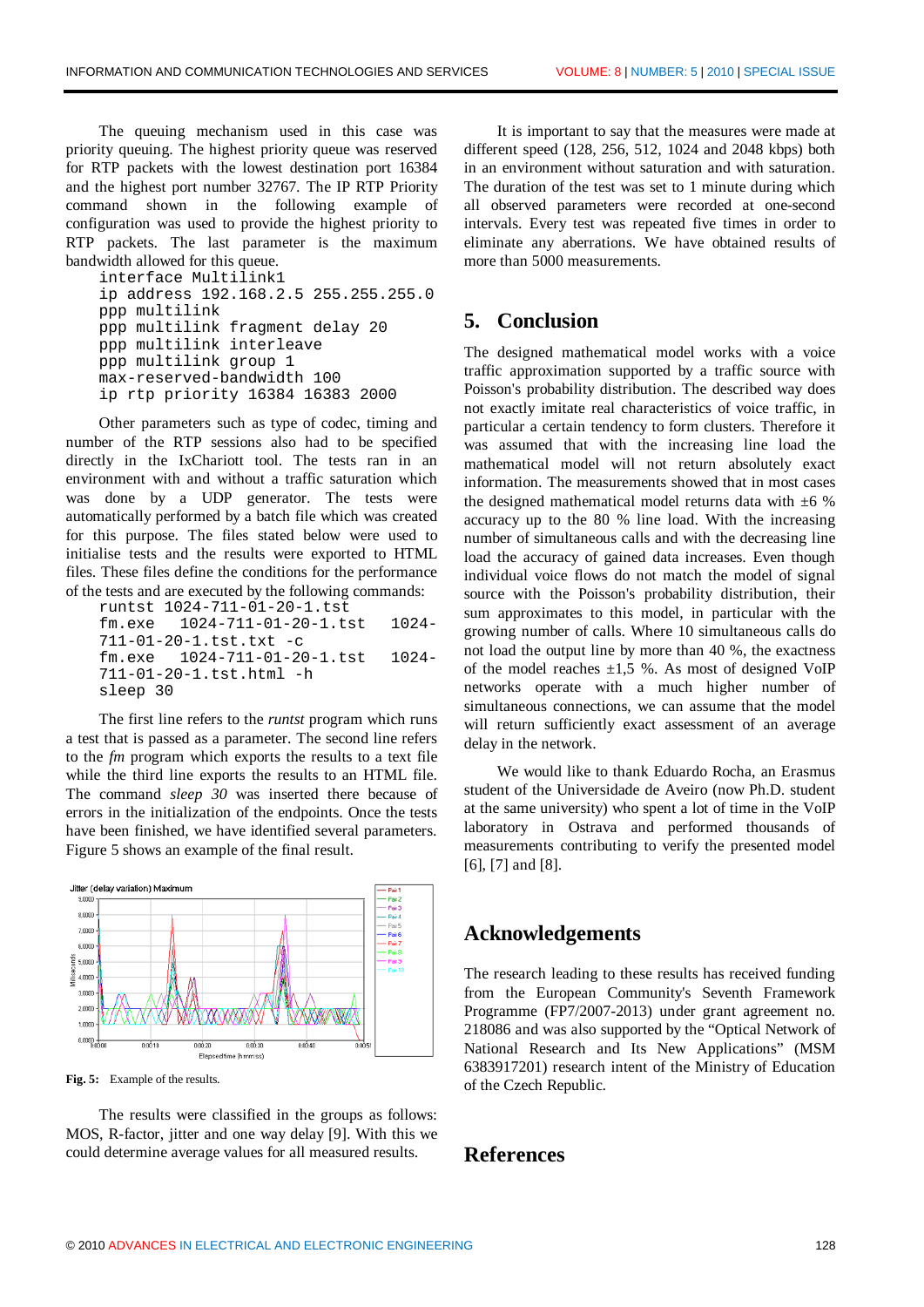The queuing mechanism used in this case was priority queuing. The highest priority queue was reserved for RTP packets with the lowest destination port 16384 and the highest port number 32767. The IP RTP Priority command shown in the following example of configuration was used to provide the highest priority to RTP packets. The last parameter is the maximum bandwidth allowed for this queue.

```
interface Multilink1
ip address 192.168.2.5 255.255.255.0
ppp multilink
ppp multilink fragment delay 20
ppp multilink interleave
ppp multilink group 1
max-reserved-bandwidth 100
ip rtp priority 16384 16383 2000
```

Other parameters such as type of codec, timing and number of the RTP sessions also had to be specified directly in the IxChariott tool. The tests ran in an environment with and without a traffic saturation which was done by a UDP generator. The tests were automatically performed by a batch file which was created for this purpose. The files stated below were used to initialise tests and the results were exported to HTML files. These files define the conditions for the performance of the tests and are executed by the following commands:

```
runtst 1024-711-01-20-1.tst
fm.exe 1024-711-01-20-1.tst 1024-711-01-20-1.tst.txt -c
fm.exe 1024-711-01-20-1.tst 1024-711-01-20-1.tst.html -h
sleep 30
```

The first line refers to the *runtst* program which runs a test that is passed as a parameter. The second line refers to the *fm* program which exports the results to a text file while the third line exports the results to an HTML file. The command *sleep 30* was inserted there because of errors in the initialization of the endpoints. Once the tests have been finished, we have identified several parameters. Figure 5 shows an example of the final result.

**Fig. 5:** Example of the results.

The results were classified in the groups as follows: MOS, R-factor, jitter and one way delay [9]. With this we could determine average values for all measured results.

It is important to say that the measures were made at different speed (128, 256, 512, 1024 and 2048 kbps) both in an environment without saturation and with saturation. The duration of the test was set to 1 minute during which all observed parameters were recorded at one-second intervals. Every test was repeated five times in order to eliminate any aberrations. We have obtained results of more than 5000 measurements.

## 5. Conclusion

The designed mathematical model works with a voice traffic approximation supported by a traffic source with Poisson's probability distribution. The described way does not exactly imitate real characteristics of voice traffic, in particular a certain tendency to form clusters. Therefore it was assumed that with the increasing line load the mathematical model will not return absolutely exact information. The measurements showed that in most cases the designed mathematical model returns data with ±6 % accuracy up to the 80 % line load. With the increasing number of simultaneous calls and with the decreasing line load the accuracy of gained data increases. Even though individual voice flows do not match the model of signal source with the Poisson's probability distribution, their sum approximates to this model, in particular with the growing number of calls. Where 10 simultaneous calls do not load the output line by more than 40 %, the exactness of the model reaches ±1,5 %. As most of designed VoIP networks operate with a much higher number of simultaneous connections, we can assume that the model will return sufficiently exact assessment of an average delay in the network.

We would like to thank Eduardo Rocha, an Erasmus student of the Universidade de Aveiro (now Ph.D. student at the same university) who spent a lot of time in the VoIP laboratory in Ostrava and performed thousands of measurements contributing to verify the presented model [6], [7] and [8].

## Acknowledgements

The research leading to these results has received funding from the European Community's Seventh Framework Programme (FP7/2007-2013) under grant agreement no. 218086 and was also supported by the "Optical Network of National Research and Its New Applications" (MSM 6383917201) research intent of the Ministry of Education of the Czech Republic.

## References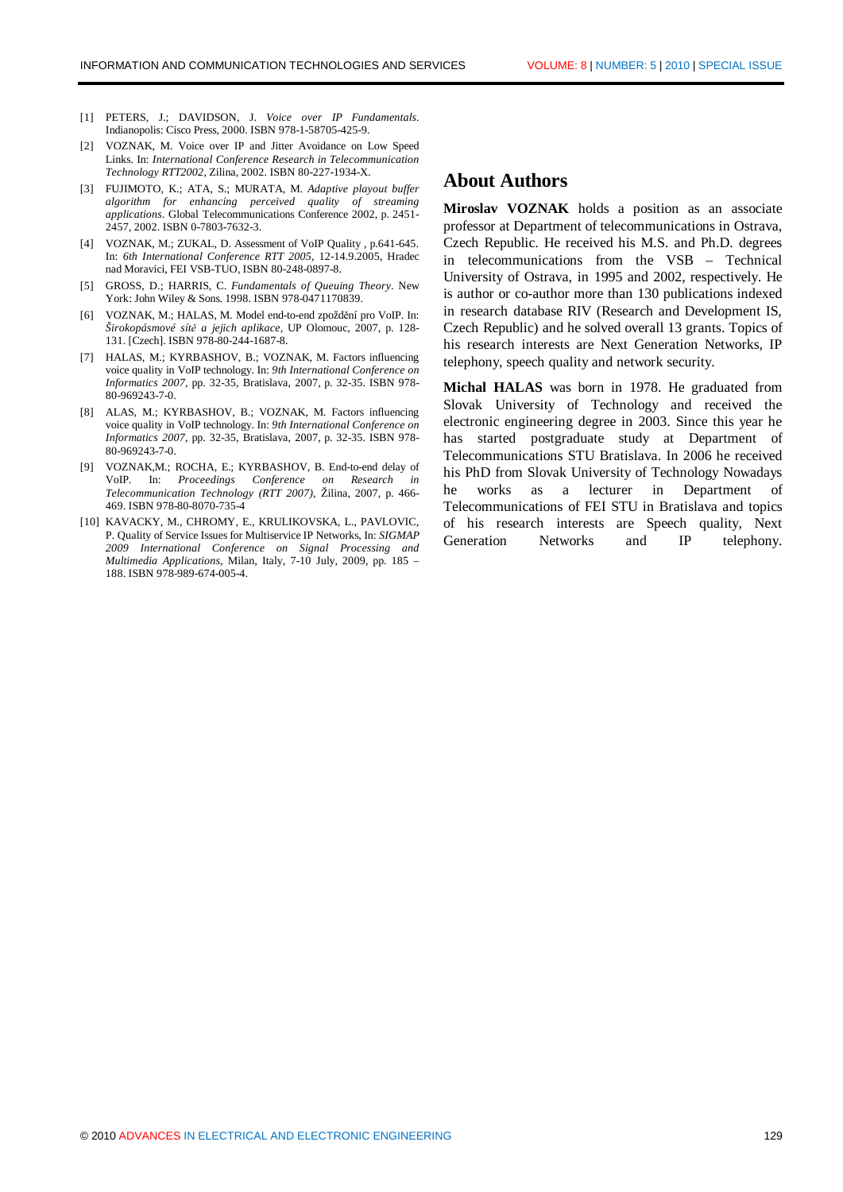[1] PETERS, J.; DAVIDSON, J. *Voice over IP Fundamentals*. Indianopolis: Cisco Press, 2000. ISBN 978-1-58705-425-9.

[2] VOZNAK, M. Voice over IP and Jitter Avoidance on Low Speed Links. In: *International Conference Research in Telecommunication Technology RTT2002*, Zilina, 2002. ISBN 80-227-1934-X.

[3] FUJIMOTO, K.; ATA, S.; MURATA, M. *Adaptive playout buffer algorithm for enhancing perceived quality of streaming applications*. Global Telecommunications Conference 2002, p. 2451-2457, 2002. ISBN 0-7803-7632-3.

[4] VOZNAK, M.; ZUKAL, D. Assessment of VoIP Quality , p.641-645. In: *6th International Conference RTT 2005*, 12-14.9.2005, Hradec nad Moravici, FEI VSB-TUO, ISBN 80-248-0897-8.

[5] GROSS, D.; HARRIS, C. *Fundamentals of Queuing Theory*. New York: John Wiley & Sons. 1998. ISBN 978-0471170839.

[6] VOZNAK, M.; HALAS, M. Model end-to-end zpoždění pro VoIP. In: *Širokopásmové sítě a jejich aplikace*, UP Olomouc, 2007, p. 128-131. [Czech]. ISBN 978-80-244-1687-8.

[7] HALAS, M.; KYRBASHOV, B.; VOZNAK, M. Factors influencing voice quality in VoIP technology. In: *9th International Conference on Informatics 2007*, pp. 32-35, Bratislava, 2007, p. 32-35. ISBN 978-80-969243-7-0.

[8] ALAS, M.; KYRBASHOV, B.; VOZNAK, M. Factors influencing voice quality in VoIP technology. In: *9th International Conference on Informatics 2007*, pp. 32-35, Bratislava, 2007, p. 32-35. ISBN 978-80-969243-7-0.

[9] VOZNAK,M.; ROCHA, E.; KYRBASHOV, B. End-to-end delay of VoIP. In: *Proceedings Conference on Research in Telecommunication Technology (RTT 2007)*, Žilina, 2007, p. 466-469. ISBN 978-80-8070-735-4

[10] KAVACKY, M., CHROMY, E., KRULIKOVSKA, L., PAVLOVIC, P. Quality of Service Issues for Multiservice IP Networks, In: *SIGMAP 2009 International Conference on Signal Processing and Multimedia Applications*, Milan, Italy, 7-10 July, 2009, pp. 185 – 188. ISBN 978-989-674-005-4.

## About Authors

**Miroslav VOZNAK** holds a position as an associate professor at Department of telecommunications in Ostrava, Czech Republic. He received his M.S. and Ph.D. degrees in telecommunications from the VSB – Technical University of Ostrava, in 1995 and 2002, respectively. He is author or co-author more than 130 publications indexed in research database RIV (Research and Development IS, Czech Republic) and he solved overall 13 grants. Topics of his research interests are Next Generation Networks, IP telephony, speech quality and network security.

**Michal HALAS** was born in 1978. He graduated from Slovak University of Technology and received the electronic engineering degree in 2003. Since this year he has started postgraduate study at Department of Telecommunications STU Bratislava. In 2006 he received his PhD from Slovak University of Technology Nowadays he works as a lecturer in Department of Telecommunications of FEI STU in Bratislava and topics of his research interests are Speech quality, Next Generation Networks and IP telephony.